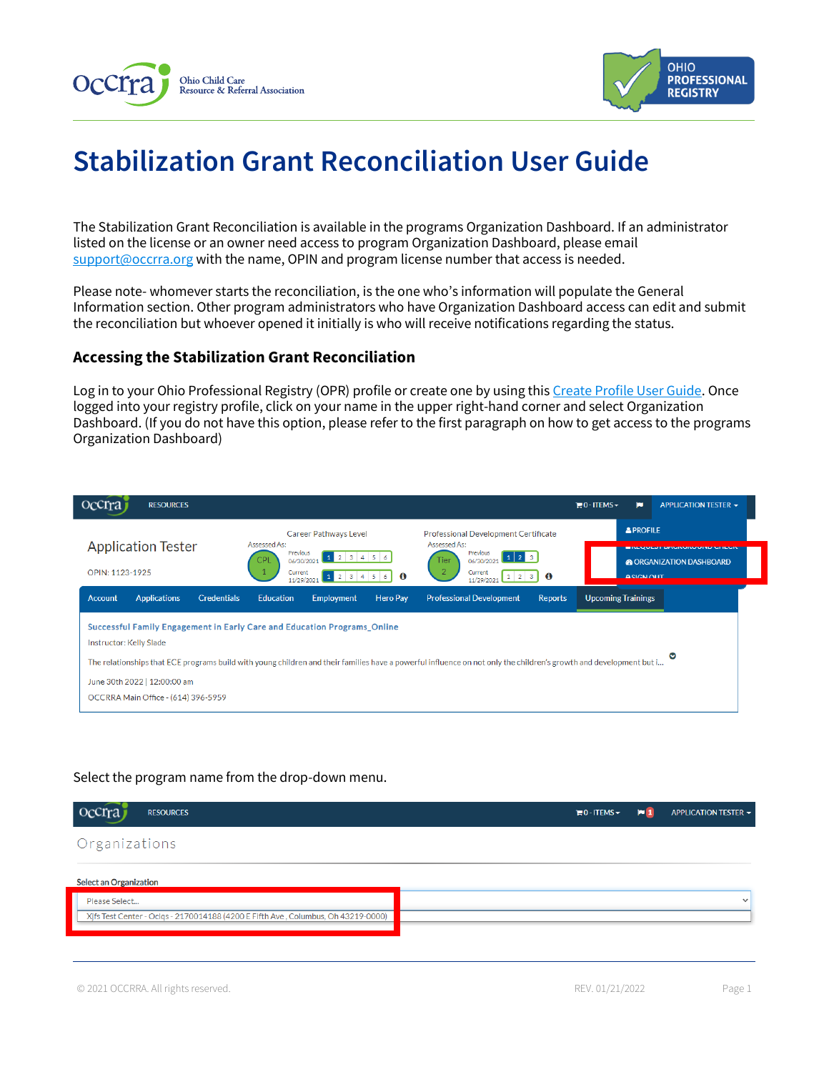# Stabilization Grant Reconciliation User Guide

The Stabilization Grant Reconciliation is available in the programs Organization Dashboard. If an administrator listed on the license or an owner need access to program Organization Dashboard, please email support@occrra.org with the name, OPIN and program license number that access is needed.

Please note- whomever starts the reconciliation, is the one who's information will populate the General Information section. Other program administrators who have Organization Dashboard access can edit and submit the reconciliation but whoever opened it initially is who will receive notifications regarding the status.

### Accessing the Stabilization Grant Reconciliation

Log in to your Ohio Professional Registry (OPR) profile or create one by using this Create Profile User Guide. Once logged into your registry profile, click on your name in the upper right-hand corner and select Organization Dashboard. (If you do not have this option, please refer to the first paragraph on how to get access to the programs Organization Dashboard)

Select the program name from the drop-down menu.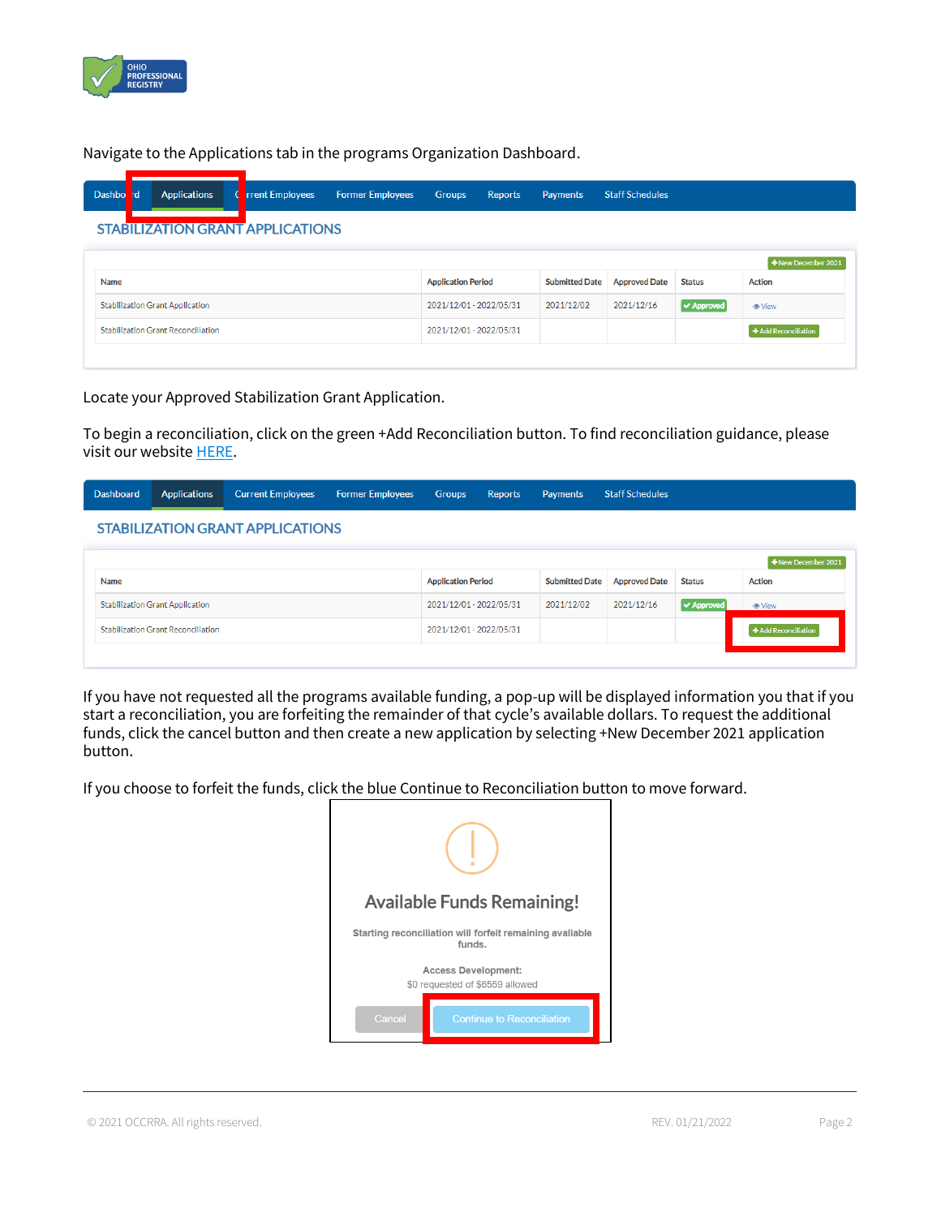Navigate to the Applications tab in the programs Organization Dashboard.

Dashboard | Applications | Current Employees | Former Employees | Groups | Reports | Payments | Staff Schedules

STABILIZATION GRANT APPLICATIONS

+New December 2021

| Name | Application Period | Submitted Date | Approved Date | Status | Action |
|---|---|---|---|---|---|
| Stabilization Grant Application | 2021/12/01 - 2022/05/31 | 2021/12/02 | 2021/12/16 | ✔ Approved | View |
| Stabilization Grant Reconciliation | 2021/12/01 - 2022/05/31 | | | | +Add Reconciliation |

Locate your Approved Stabilization Grant Application.

To begin a reconciliation, click on the green +Add Reconciliation button. To find reconciliation guidance, please visit our website HERE.

Dashboard | Applications | Current Employees | Former Employees | Groups | Reports | Payments | Staff Schedules

STABILIZATION GRANT APPLICATIONS

+New December 2021

| Name | Application Period | Submitted Date | Approved Date | Status | Action |
|---|---|---|---|---|---|
| Stabilization Grant Application | 2021/12/01 - 2022/05/31 | 2021/12/02 | 2021/12/16 | ✔ Approved | View |
| Stabilization Grant Reconciliation | 2021/12/01 - 2022/05/31 | | | | +Add Reconciliation |

If you have not requested all the programs available funding, a pop-up will be displayed information you that if you start a reconciliation, you are forfeiting the remainder of that cycle's available dollars. To request the additional funds, click the cancel button and then create a new application by selecting +New December 2021 application button.

If you choose to forfeit the funds, click the blue Continue to Reconciliation button to move forward.

**Available Funds Remaining!**

Starting reconciliation will forfeit remaining available funds.

Access Development:
$0 requested of $6559 allowed

Cancel | Continue to Reconciliation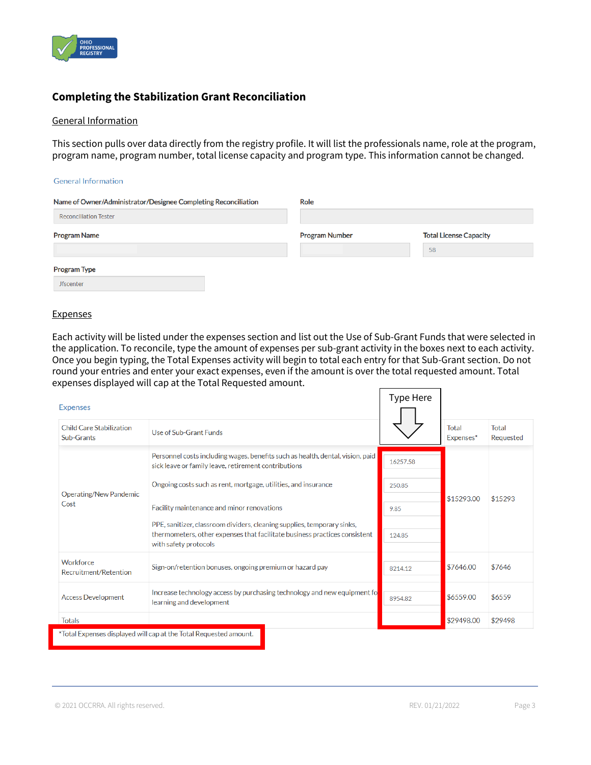## Completing the Stabilization Grant Reconciliation

### General Information

This section pulls over data directly from the registry profile. It will list the professionals name, role at the program, program name, program number, total license capacity and program type. This information cannot be changed.

General Information

| Name of Owner/Administrator/Designee Completing Reconciliation | Role | |
|---|---|---|
| Reconciliation Tester | | |
| **Program Name** | **Program Number** | **Total License Capacity** |
| | | 58 |
| **Program Type** | | |
| Jfscenter | | |

### Expenses

Each activity will be listed under the expenses section and list out the Use of Sub-Grant Funds that were selected in the application. To reconcile, type the amount of expenses per sub-grant activity in the boxes next to each activity. Once you begin typing, the Total Expenses activity will begin to total each entry for that Sub-Grant section. Do not round your entries and enter your exact expenses, even if the amount is over the total requested amount. Total expenses displayed will cap at the Total Requested amount.

Expenses

| Child Care Stabilization Sub-Grants | Use of Sub-Grant Funds | Type Here | Total Expenses* | Total Requested |
|---|---|---|---|---|
| Operating/New Pandemic Cost | Personnel costs including wages, benefits such as health, dental, vision, paid sick leave or family leave, retirement contributions | 16257.58 | $15293.00 | $15293 |
| | Ongoing costs such as rent, mortgage, utilities, and insurance | 250.85 | | |
| | Facility maintenance and minor renovations | 9.85 | | |
| | PPE, sanitizer, classroom dividers, cleaning supplies, temporary sinks, thermometers, other expenses that facilitate business practices consistent with safety protocols | 124.85 | | |
| Workforce Recruitment/Retention | Sign-on/retention bonuses, ongoing premium or hazard pay | 8214.12 | $7646.00 | $7646 |
| Access Development | Increase technology access by purchasing technology and new equipment fo learning and development | 8954.82 | $6559.00 | $6559 |
| Totals | | | $29498.00 | $29498 |

*Total Expenses displayed will cap at the Total Requested amount.

© 2021 OCCRRA. All rights reserved. REV. 01/21/2022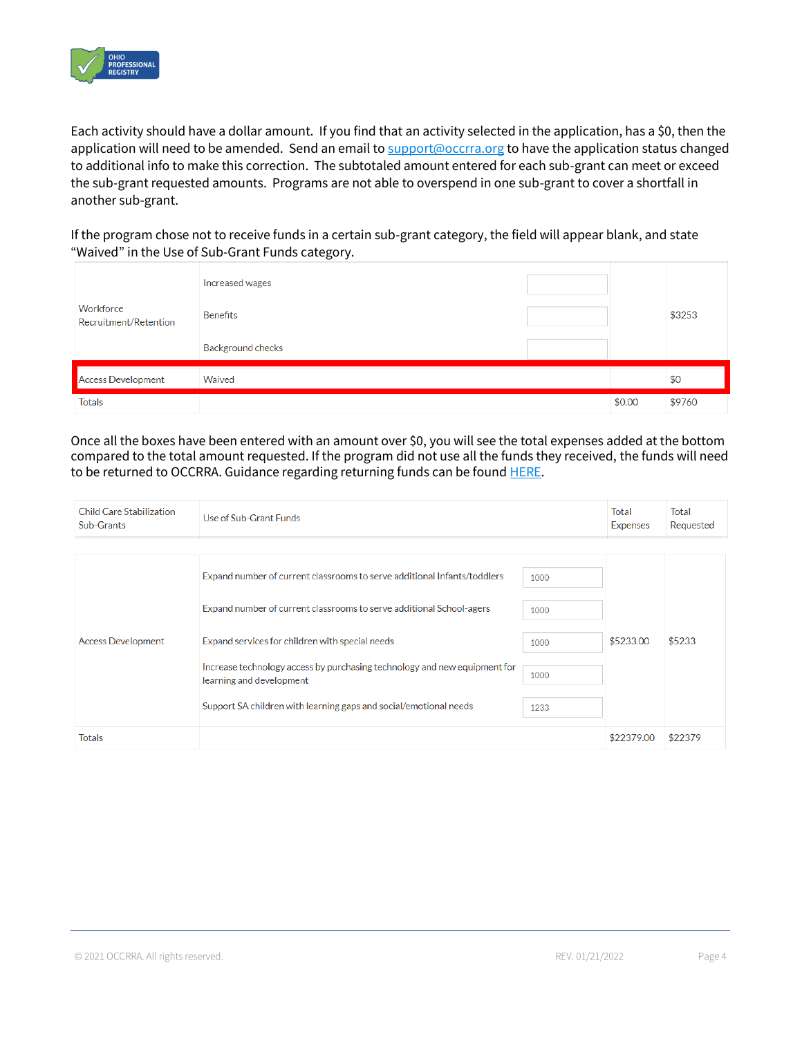Each activity should have a dollar amount. If you find that an activity selected in the application, has a $0, then the application will need to be amended. Send an email to support@occrra.org to have the application status changed to additional info to make this correction. The subtotaled amount entered for each sub-grant can meet or exceed the sub-grant requested amounts. Programs are not able to overspend in one sub-grant to cover a shortfall in another sub-grant.

If the program chose not to receive funds in a certain sub-grant category, the field will appear blank, and state "Waived" in the Use of Sub-Grant Funds category.

| | | | | |
|---|---|---|---|---|
| Workforce Recruitment/Retention | Increased wages | | | $3253 |
| | Benefits | | | |
| | Background checks | | | |
| Access Development | Waived | | | $0 |
| Totals | | | $0.00 | $9760 |

Once all the boxes have been entered with an amount over $0, you will see the total expenses added at the bottom compared to the total amount requested. If the program did not use all the funds they received, the funds will need to be returned to OCCRRA. Guidance regarding returning funds can be found HERE.

| Child Care Stabilization Sub-Grants | Use of Sub-Grant Funds | | Total Expenses | Total Requested |
|---|---|---|---|---|
| Access Development | Expand number of current classrooms to serve additional Infants/toddlers | 1000 | $5233.00 | $5233 |
| | Expand number of current classrooms to serve additional School-agers | 1000 | | |
| | Expand services for children with special needs | 1000 | | |
| | Increase technology access by purchasing technology and new equipment for learning and development | 1000 | | |
| | Support SA children with learning gaps and social/emotional needs | 1233 | | |
| Totals | | | $22379.00 | $22379 |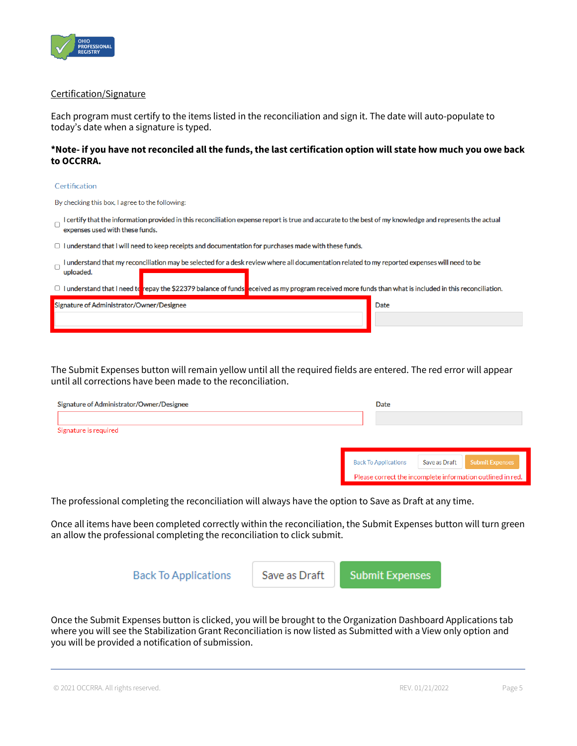## Certification/Signature

Each program must certify to the items listed in the reconciliation and sign it. The date will auto-populate to today's date when a signature is typed.

**\*Note- if you have not reconciled all the funds, the last certification option will state how much you owe back to OCCRRA.**

Certification

By checking this box, I agree to the following:

- ☐ I certify that the information provided in this reconciliation expense report is true and accurate to the best of my knowledge and represents the actual expenses used with these funds.
- ☐ I understand that I will need to keep receipts and documentation for purchases made with these funds.
- ☐ I understand that my reconciliation may be selected for a desk review where all documentation related to my reported expenses will need to be uploaded.
- ☐ I understand that I need to repay the $22379 balance of funds received as my program received more funds than what is included in this reconciliation.

Signature of Administrator/Owner/Designee | Date

The Submit Expenses button will remain yellow until all the required fields are entered. The red error will appear until all corrections have been made to the reconciliation.

Signature of Administrator/Owner/Designee | Date

Signature is required

Back To Applications | Save as Draft | Submit Expenses

Please correct the incomplete information outlined in red.

The professional completing the reconciliation will always have the option to Save as Draft at any time.

Once all items have been completed correctly within the reconciliation, the Submit Expenses button will turn green an allow the professional completing the reconciliation to click submit.

Back To Applications | Save as Draft | Submit Expenses

Once the Submit Expenses button is clicked, you will be brought to the Organization Dashboard Applications tab where you will see the Stabilization Grant Reconciliation is now listed as Submitted with a View only option and you will be provided a notification of submission.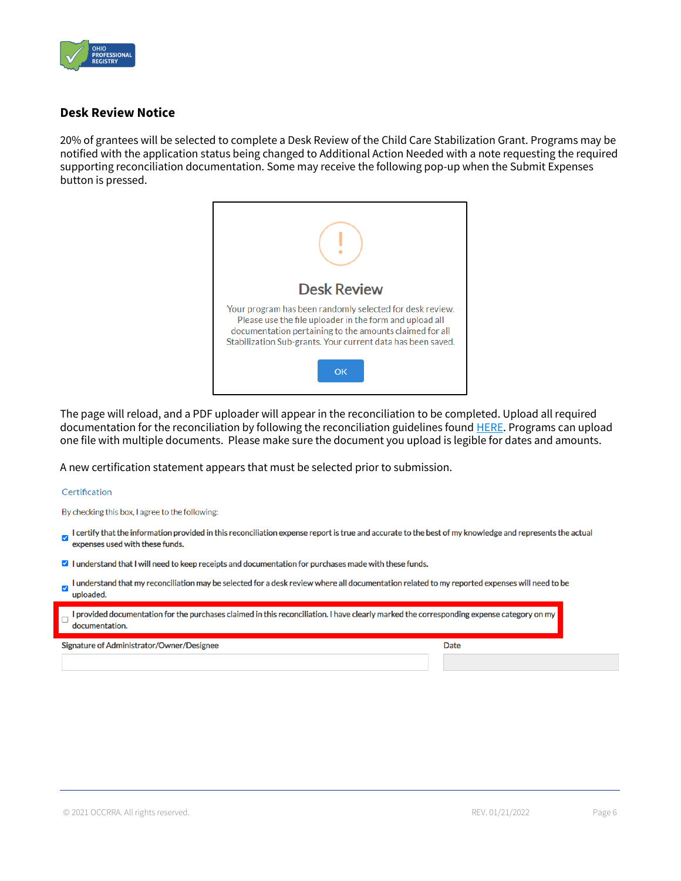## Desk Review Notice

20% of grantees will be selected to complete a Desk Review of the Child Care Stabilization Grant. Programs may be notified with the application status being changed to Additional Action Needed with a note requesting the required supporting reconciliation documentation. Some may receive the following pop-up when the Submit Expenses button is pressed.

**Desk Review**

Your program has been randomly selected for desk review. Please use the file uploader in the form and upload all documentation pertaining to the amounts claimed for all Stabilization Sub-grants. Your current data has been saved.

OK

The page will reload, and a PDF uploader will appear in the reconciliation to be completed. Upload all required documentation for the reconciliation by following the reconciliation guidelines found HERE. Programs can upload one file with multiple documents. Please make sure the document you upload is legible for dates and amounts.

A new certification statement appears that must be selected prior to submission.

Certification

By checking this box, I agree to the following:

- [x] I certify that the information provided in this reconciliation expense report is true and accurate to the best of my knowledge and represents the actual expenses used with these funds.
- [x] I understand that I will need to keep receipts and documentation for purchases made with these funds.
- [x] I understand that my reconciliation may be selected for a desk review where all documentation related to my reported expenses will need to be uploaded.
- [ ] I provided documentation for the purchases claimed in this reconciliation. I have clearly marked the corresponding expense category on my documentation.

Signature of Administrator/Owner/Designee | Date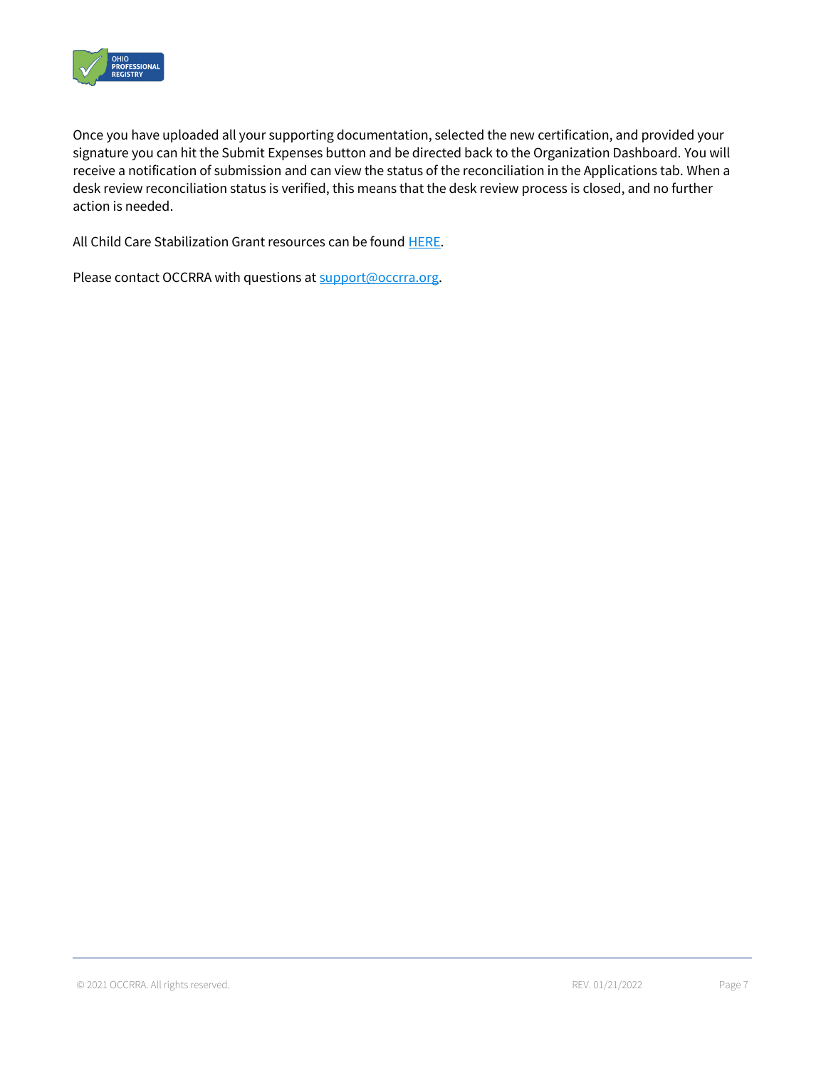Once you have uploaded all your supporting documentation, selected the new certification, and provided your signature you can hit the Submit Expenses button and be directed back to the Organization Dashboard. You will receive a notification of submission and can view the status of the reconciliation in the Applications tab. When a desk review reconciliation status is verified, this means that the desk review process is closed, and no further action is needed.

All Child Care Stabilization Grant resources can be found HERE.

Please contact OCCRRA with questions at support@occrra.org.